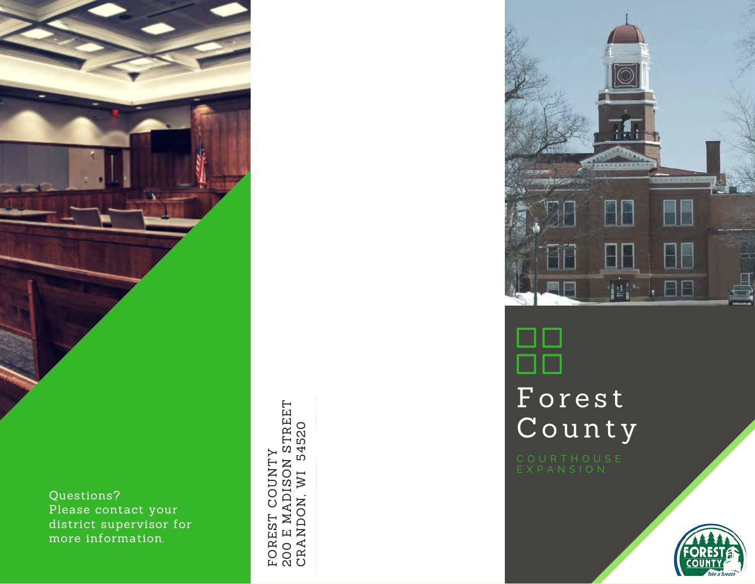Questions?
Please contact your district supervisor for more information.

FOREST COUNTY
200 E MADISON STREET
CRANDON, WI 54520

# Forest County

## COURTHOUSE EXPANSION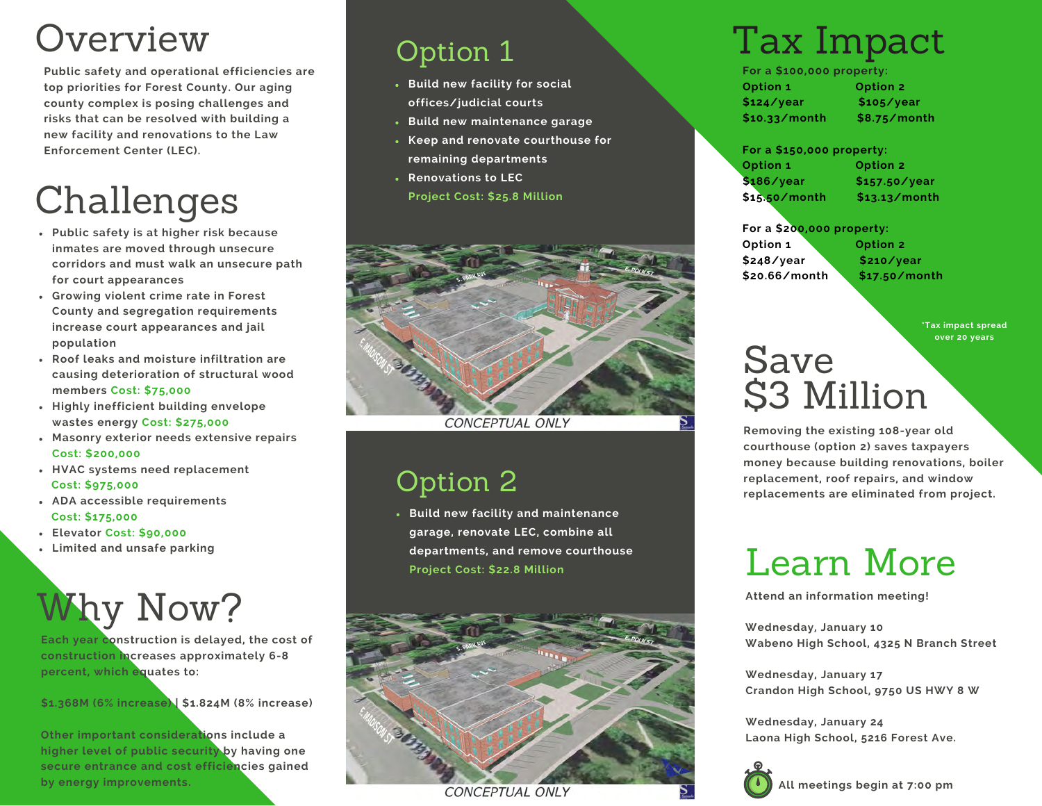# Overview

Public safety and operational efficiencies are top priorities for Forest County. Our aging county complex is posing challenges and risks that can be resolved with building a new facility and renovations to the Law Enforcement Center (LEC).

# Challenges

- Public safety is at higher risk because inmates are moved through unsecure corridors and must walk an unsecure path for court appearances
- Growing violent crime rate in Forest County and segregation requirements increase court appearances and jail population
- Roof leaks and moisture infiltration are causing deterioration of structural wood members Cost: $75,000
- Highly inefficient building envelope wastes energy Cost: $275,000
- Masonry exterior needs extensive repairs Cost: $200,000
- HVAC systems need replacement Cost: $975,000
- ADA accessible requirements Cost: $175,000
- Elevator Cost: $90,000
- Limited and unsafe parking

# Why Now?

Each year construction is delayed, the cost of construction increases approximately 6-8 percent, which equates to:

$1.368M (6% increase) | $1.824M (8% increase)

Other important considerations include a higher level of public security by having one secure entrance and cost efficiencies gained by energy improvements.

# Option 1

- Build new facility for social offices/judicial courts
- Build new maintenance garage
- Keep and renovate courthouse for remaining departments
- Renovations to LEC

Project Cost: $25.8 Million

CONCEPTUAL ONLY

# Option 2

- Build new facility and maintenance garage, renovate LEC, combine all departments, and remove courthouse

Project Cost: $22.8 Million

CONCEPTUAL ONLY

# Tax Impact

For a $100,000 property:

| Option 1 | Option 2 |
|---|---|
| $124/year | $105/year |
| $10.33/month | $8.75/month |

For a $150,000 property:

| Option 1 | Option 2 |
|---|---|
| $186/year | $157.50/year |
| $15.50/month | $13.13/month |

For a $200,000 property:

| Option 1 | Option 2 |
|---|---|
| $248/year | $210/year |
| $20.66/month | $17.50/month |

*Tax impact spread over 20 years

# Save $3 Million

Removing the existing 108-year old courthouse (option 2) saves taxpayers money because building renovations, boiler replacement, roof repairs, and window replacements are eliminated from project.

# Learn More

Attend an information meeting!

Wednesday, January 10
Wabeno High School, 4325 N Branch Street

Wednesday, January 17
Crandon High School, 9750 US HWY 8 W

Wednesday, January 24
Laona High School, 5216 Forest Ave.

All meetings begin at 7:00 pm